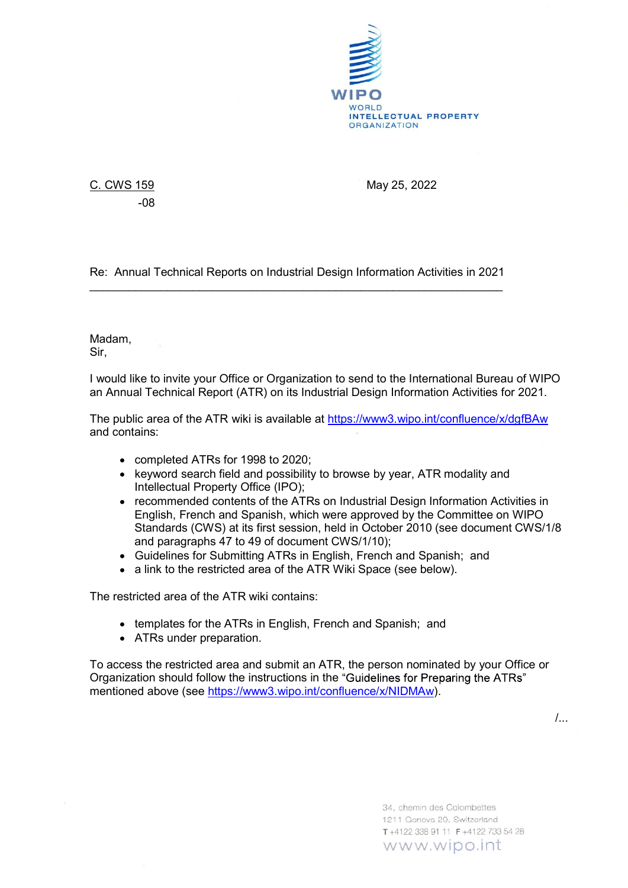WIPO
WORLD
INTELLECTUAL PROPERTY
ORGANIZATION

C. CWS 159
-08

May 25, 2022

Re: Annual Technical Reports on Industrial Design Information Activities in 2021

Madam,
Sir,

I would like to invite your Office or Organization to send to the International Bureau of WIPO an Annual Technical Report (ATR) on its Industrial Design Information Activities for 2021.

The public area of the ATR wiki is available at https://www3.wipo.int/confluence/x/dgfBAw and contains:

- completed ATRs for 1998 to 2020;
- keyword search field and possibility to browse by year, ATR modality and Intellectual Property Office (IPO);
- recommended contents of the ATRs on Industrial Design Information Activities in English, French and Spanish, which were approved by the Committee on WIPO Standards (CWS) at its first session, held in October 2010 (see document CWS/1/8 and paragraphs 47 to 49 of document CWS/1/10);
- Guidelines for Submitting ATRs in English, French and Spanish; and
- a link to the restricted area of the ATR Wiki Space (see below).

The restricted area of the ATR wiki contains:

- templates for the ATRs in English, French and Spanish; and
- ATRs under preparation.

To access the restricted area and submit an ATR, the person nominated by your Office or Organization should follow the instructions in the "Guidelines for Preparing the ATRs" mentioned above (see https://www3.wipo.int/confluence/x/NIDMAw).

/...

34, chemin des Colombettes
1211 Geneva 20, Switzerland
T +4122 338 91 11 F +4122 733 54 28
www.wipo.int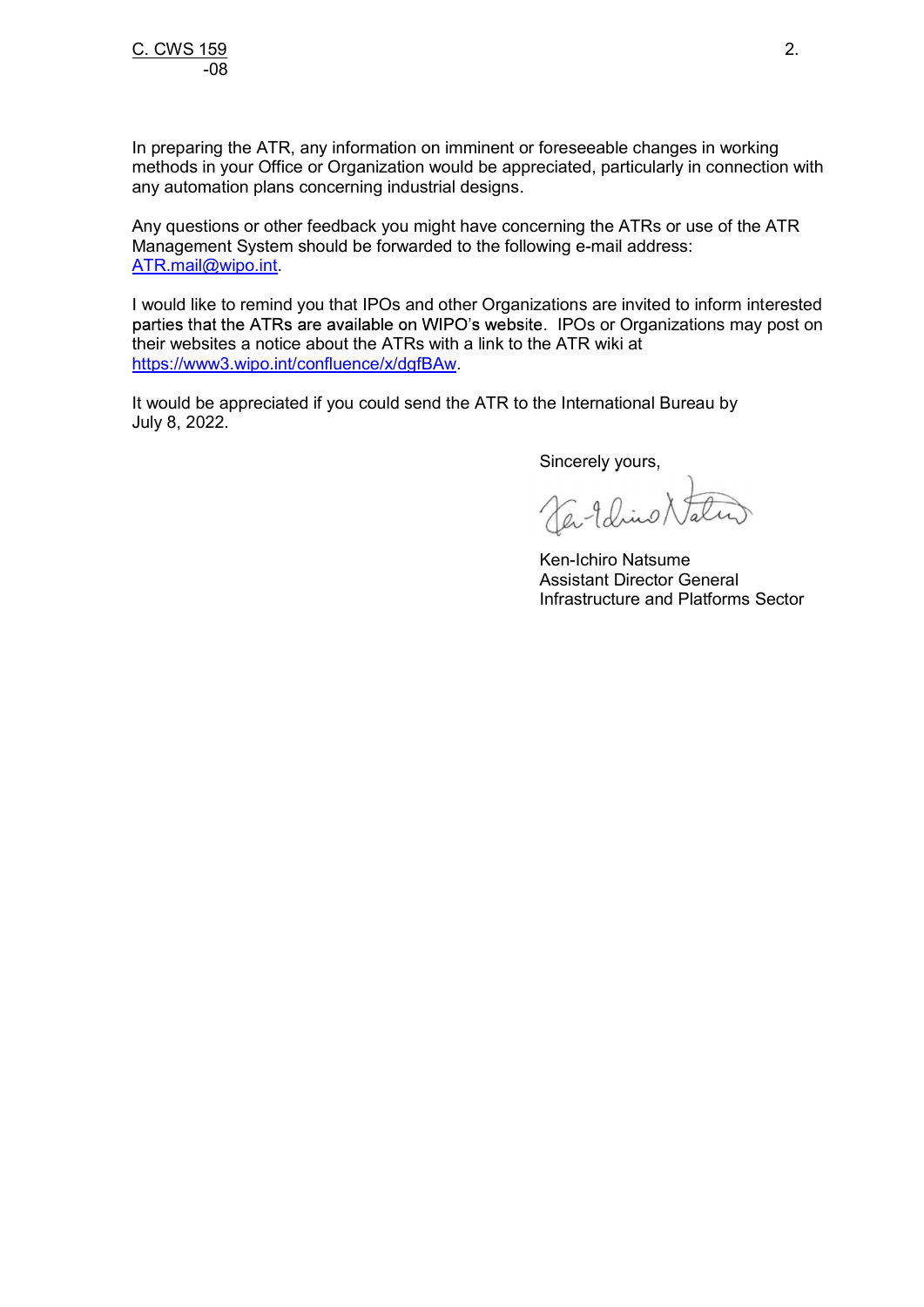In preparing the ATR, any information on imminent or foreseeable changes in working methods in your Office or Organization would be appreciated, particularly in connection with any automation plans concerning industrial designs.

Any questions or other feedback you might have concerning the ATRs or use of the ATR Management System should be forwarded to the following e-mail address: ATR.mail@wipo.int.

I would like to remind you that IPOs and other Organizations are invited to inform interested parties that the ATRs are available on WIPO's website. IPOs or Organizations may post on their websites a notice about the ATRs with a link to the ATR wiki at https://www3.wipo.int/confluence/x/dgfBAw.

It would be appreciated if you could send the ATR to the International Bureau by July 8, 2022.

Sincerely yours,

Ken-Ichiro Natsume
Assistant Director General
Infrastructure and Platforms Sector